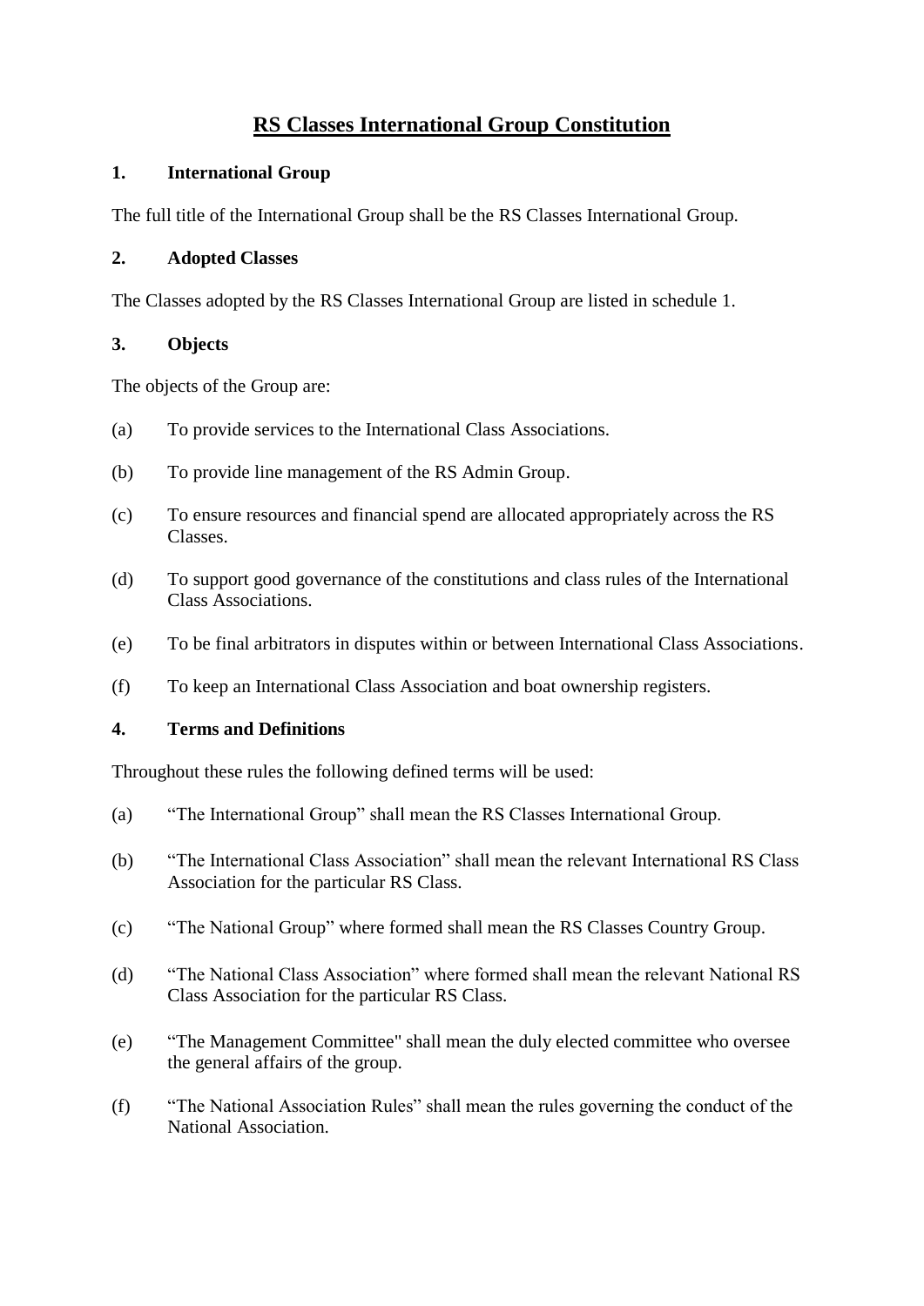# RS Classes International Group Constitution

## 1. International Group

The full title of the International Group shall be the RS Classes International Group.

## 2. Adopted Classes

The Classes adopted by the RS Classes International Group are listed in schedule 1.

## 3. Objects

The objects of the Group are:

(a) To provide services to the International Class Associations.

(b) To provide line management of the RS Admin Group.

(c) To ensure resources and financial spend are allocated appropriately across the RS Classes.

(d) To support good governance of the constitutions and class rules of the International Class Associations.

(e) To be final arbitrators in disputes within or between International Class Associations.

(f) To keep an International Class Association and boat ownership registers.

## 4. Terms and Definitions

Throughout these rules the following defined terms will be used:

(a) "The International Group" shall mean the RS Classes International Group.

(b) "The International Class Association" shall mean the relevant International RS Class Association for the particular RS Class.

(c) "The National Group" where formed shall mean the RS Classes Country Group.

(d) "The National Class Association" where formed shall mean the relevant National RS Class Association for the particular RS Class.

(e) "The Management Committee" shall mean the duly elected committee who oversee the general affairs of the group.

(f) "The National Association Rules" shall mean the rules governing the conduct of the National Association.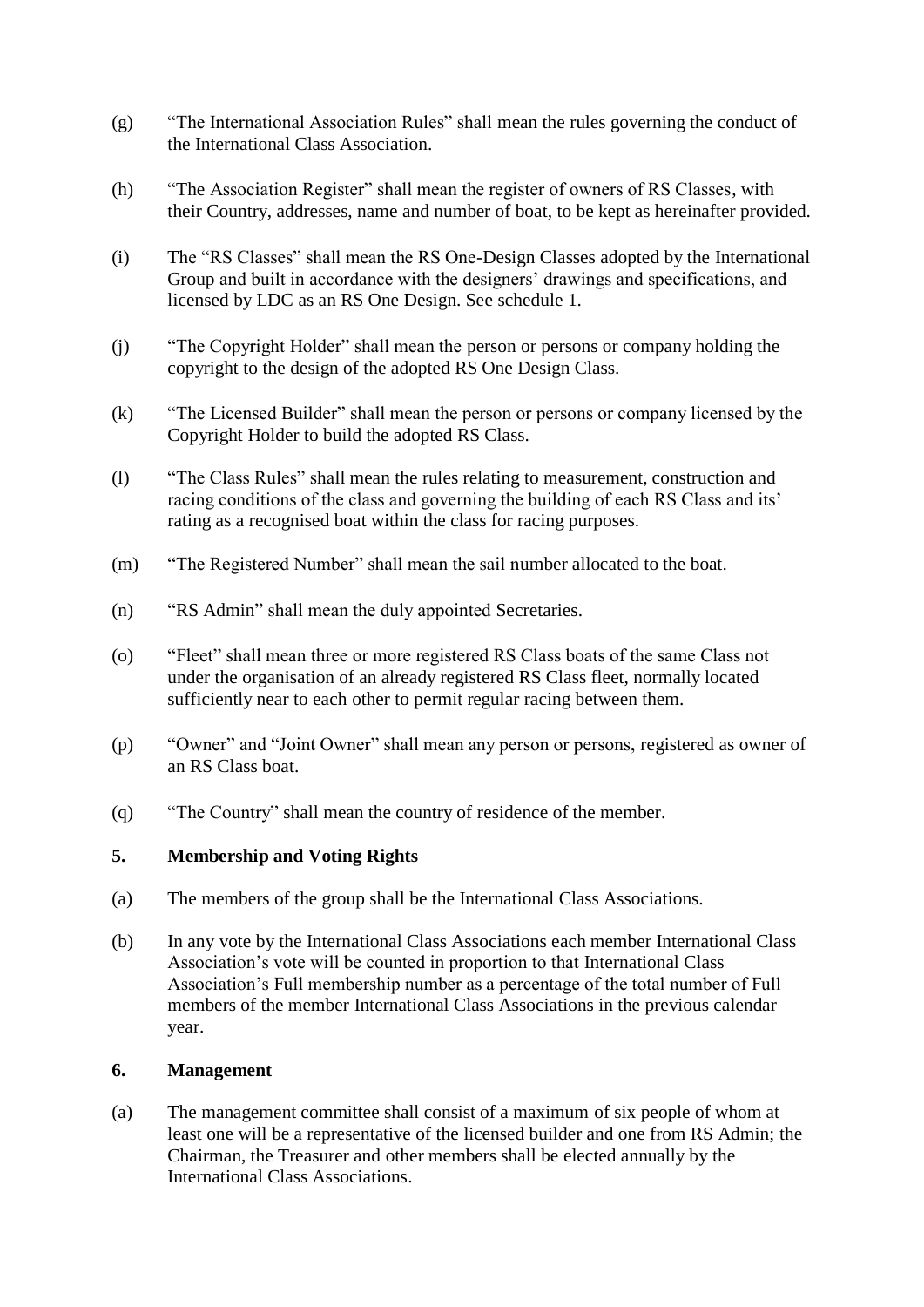(g) "The International Association Rules" shall mean the rules governing the conduct of the International Class Association.

(h) "The Association Register" shall mean the register of owners of RS Classes, with their Country, addresses, name and number of boat, to be kept as hereinafter provided.

(i) The "RS Classes" shall mean the RS One-Design Classes adopted by the International Group and built in accordance with the designers' drawings and specifications, and licensed by LDC as an RS One Design. See schedule 1.

(j) "The Copyright Holder" shall mean the person or persons or company holding the copyright to the design of the adopted RS One Design Class.

(k) "The Licensed Builder" shall mean the person or persons or company licensed by the Copyright Holder to build the adopted RS Class.

(l) "The Class Rules" shall mean the rules relating to measurement, construction and racing conditions of the class and governing the building of each RS Class and its' rating as a recognised boat within the class for racing purposes.

(m) "The Registered Number" shall mean the sail number allocated to the boat.

(n) "RS Admin" shall mean the duly appointed Secretaries.

(o) "Fleet" shall mean three or more registered RS Class boats of the same Class not under the organisation of an already registered RS Class fleet, normally located sufficiently near to each other to permit regular racing between them.

(p) "Owner" and "Joint Owner" shall mean any person or persons, registered as owner of an RS Class boat.

(q) "The Country" shall mean the country of residence of the member.

## 5. Membership and Voting Rights

(a) The members of the group shall be the International Class Associations.

(b) In any vote by the International Class Associations each member International Class Association's vote will be counted in proportion to that International Class Association's Full membership number as a percentage of the total number of Full members of the member International Class Associations in the previous calendar year.

## 6. Management

(a) The management committee shall consist of a maximum of six people of whom at least one will be a representative of the licensed builder and one from RS Admin; the Chairman, the Treasurer and other members shall be elected annually by the International Class Associations.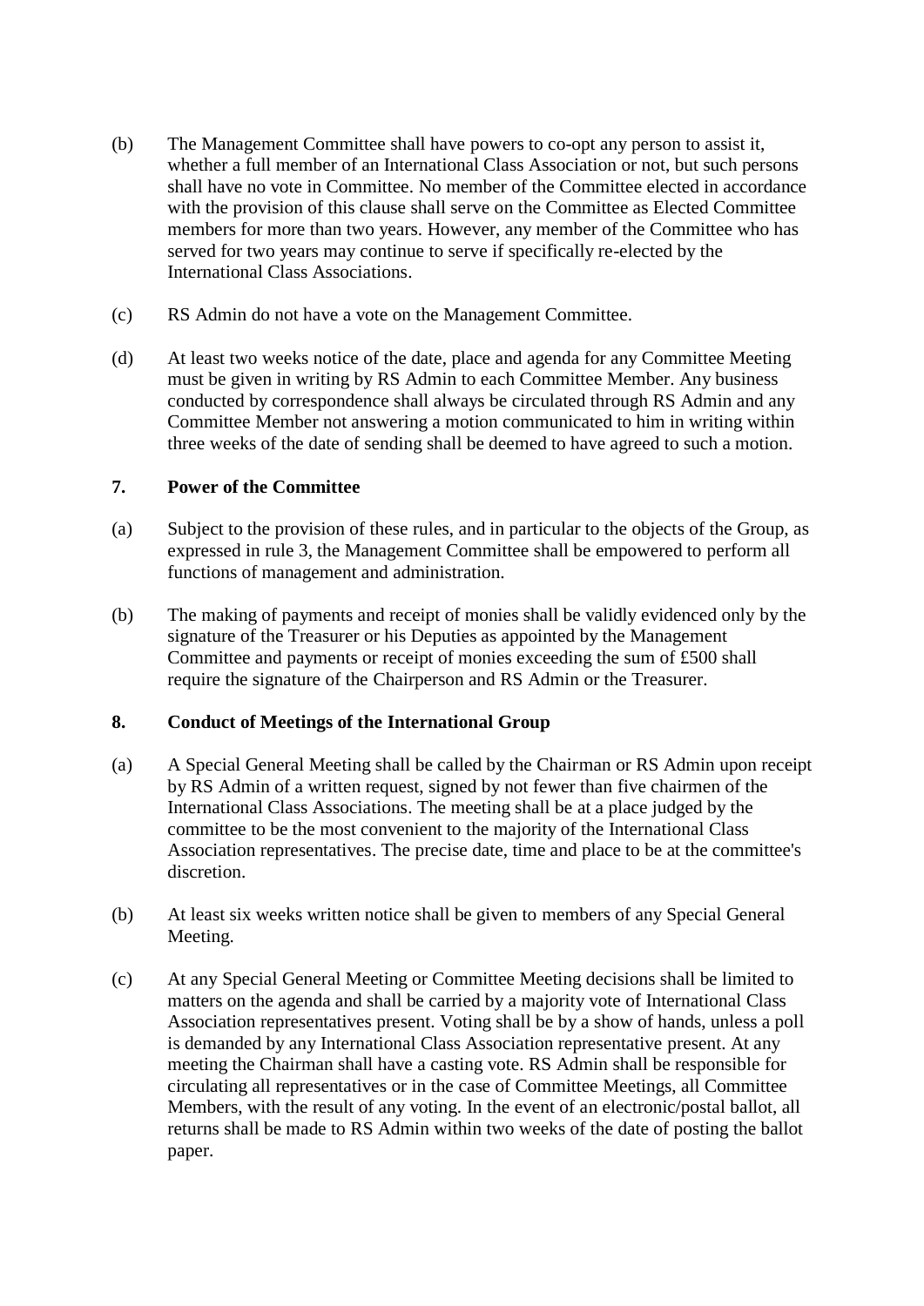(b) The Management Committee shall have powers to co-opt any person to assist it, whether a full member of an International Class Association or not, but such persons shall have no vote in Committee. No member of the Committee elected in accordance with the provision of this clause shall serve on the Committee as Elected Committee members for more than two years. However, any member of the Committee who has served for two years may continue to serve if specifically re-elected by the International Class Associations.

(c) RS Admin do not have a vote on the Management Committee.

(d) At least two weeks notice of the date, place and agenda for any Committee Meeting must be given in writing by RS Admin to each Committee Member. Any business conducted by correspondence shall always be circulated through RS Admin and any Committee Member not answering a motion communicated to him in writing within three weeks of the date of sending shall be deemed to have agreed to such a motion.

## 7. Power of the Committee

(a) Subject to the provision of these rules, and in particular to the objects of the Group, as expressed in rule 3, the Management Committee shall be empowered to perform all functions of management and administration.

(b) The making of payments and receipt of monies shall be validly evidenced only by the signature of the Treasurer or his Deputies as appointed by the Management Committee and payments or receipt of monies exceeding the sum of £500 shall require the signature of the Chairperson and RS Admin or the Treasurer.

## 8. Conduct of Meetings of the International Group

(a) A Special General Meeting shall be called by the Chairman or RS Admin upon receipt by RS Admin of a written request, signed by not fewer than five chairmen of the International Class Associations. The meeting shall be at a place judged by the committee to be the most convenient to the majority of the International Class Association representatives. The precise date, time and place to be at the committee's discretion.

(b) At least six weeks written notice shall be given to members of any Special General Meeting.

(c) At any Special General Meeting or Committee Meeting decisions shall be limited to matters on the agenda and shall be carried by a majority vote of International Class Association representatives present. Voting shall be by a show of hands, unless a poll is demanded by any International Class Association representative present. At any meeting the Chairman shall have a casting vote. RS Admin shall be responsible for circulating all representatives or in the case of Committee Meetings, all Committee Members, with the result of any voting. In the event of an electronic/postal ballot, all returns shall be made to RS Admin within two weeks of the date of posting the ballot paper.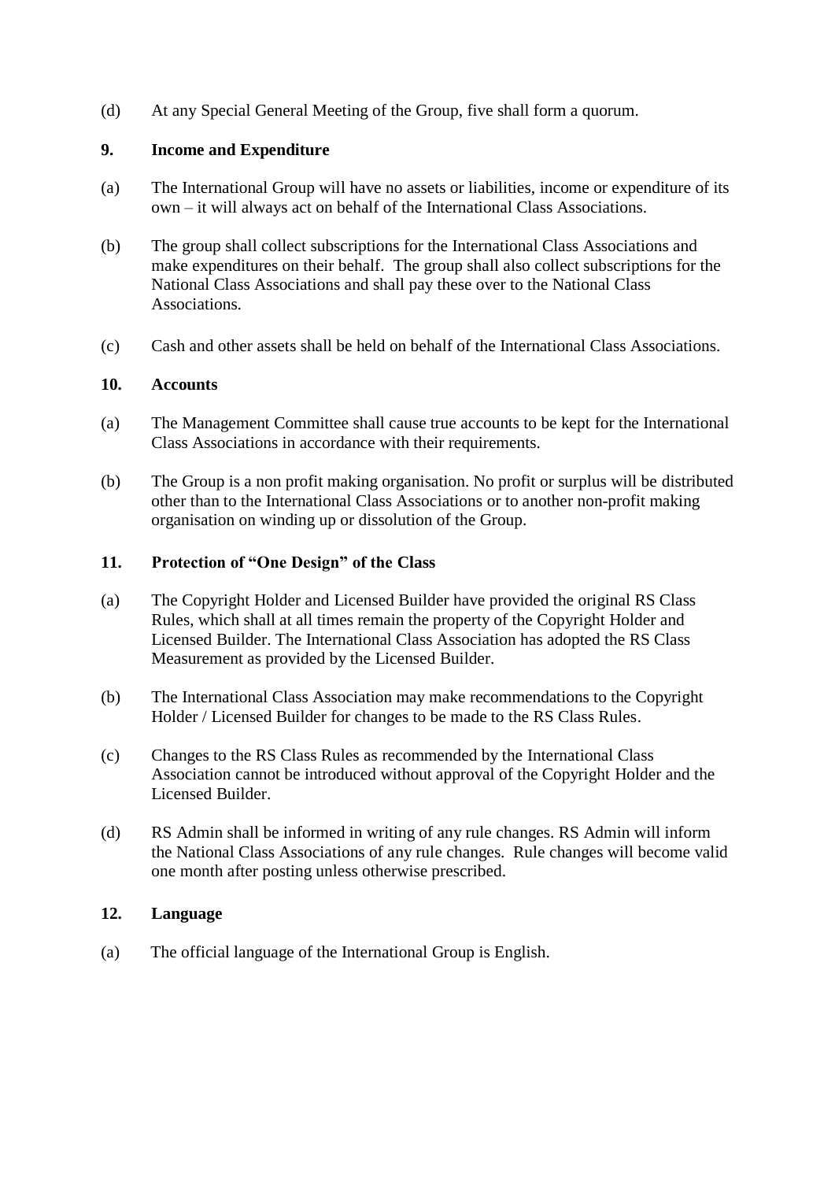(d) At any Special General Meeting of the Group, five shall form a quorum.

## 9. Income and Expenditure

(a) The International Group will have no assets or liabilities, income or expenditure of its own – it will always act on behalf of the International Class Associations.

(b) The group shall collect subscriptions for the International Class Associations and make expenditures on their behalf. The group shall also collect subscriptions for the National Class Associations and shall pay these over to the National Class Associations.

(c) Cash and other assets shall be held on behalf of the International Class Associations.

## 10. Accounts

(a) The Management Committee shall cause true accounts to be kept for the International Class Associations in accordance with their requirements.

(b) The Group is a non profit making organisation. No profit or surplus will be distributed other than to the International Class Associations or to another non-profit making organisation on winding up or dissolution of the Group.

## 11. Protection of "One Design" of the Class

(a) The Copyright Holder and Licensed Builder have provided the original RS Class Rules, which shall at all times remain the property of the Copyright Holder and Licensed Builder. The International Class Association has adopted the RS Class Measurement as provided by the Licensed Builder.

(b) The International Class Association may make recommendations to the Copyright Holder / Licensed Builder for changes to be made to the RS Class Rules.

(c) Changes to the RS Class Rules as recommended by the International Class Association cannot be introduced without approval of the Copyright Holder and the Licensed Builder.

(d) RS Admin shall be informed in writing of any rule changes. RS Admin will inform the National Class Associations of any rule changes. Rule changes will become valid one month after posting unless otherwise prescribed.

## 12. Language

(a) The official language of the International Group is English.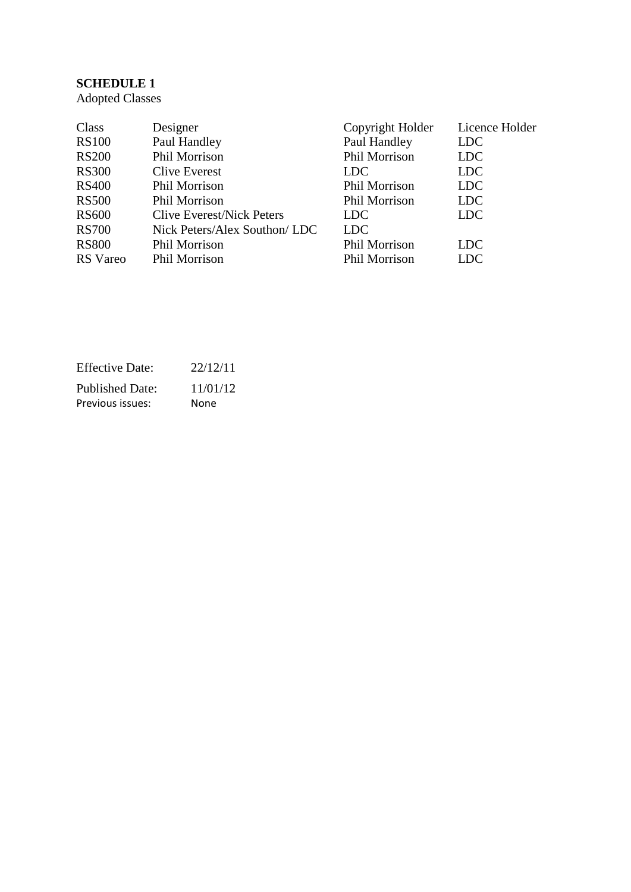**SCHEDULE 1**

Adopted Classes

| Class | Designer | Copyright Holder | Licence Holder |
| --- | --- | --- | --- |
| RS100 | Paul Handley | Paul Handley | LDC |
| RS200 | Phil Morrison | Phil Morrison | LDC |
| RS300 | Clive Everest | LDC | LDC |
| RS400 | Phil Morrison | Phil Morrison | LDC |
| RS500 | Phil Morrison | Phil Morrison | LDC |
| RS600 | Clive Everest/Nick Peters | LDC | LDC |
| RS700 | Nick Peters/Alex Southon/ LDC | LDC | |
| RS800 | Phil Morrison | Phil Morrison | LDC |
| RS Vareo | Phil Morrison | Phil Morrison | LDC |

Effective Date: 22/12/11

Published Date: 11/01/12

Previous issues: None